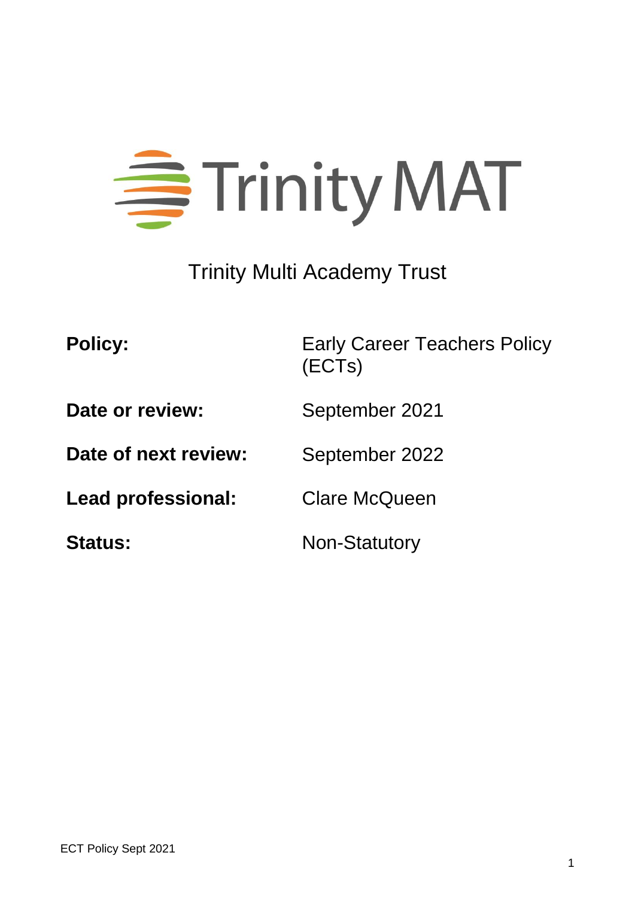# Trinity MAT

Trinity Multi Academy Trust

| | |
|---|---|
| **Policy:** | Early Career Teachers Policy (ECTs) |
| **Date or review:** | September 2021 |
| **Date of next review:** | September 2022 |
| **Lead professional:** | Clare McQueen |
| **Status:** | Non-Statutory |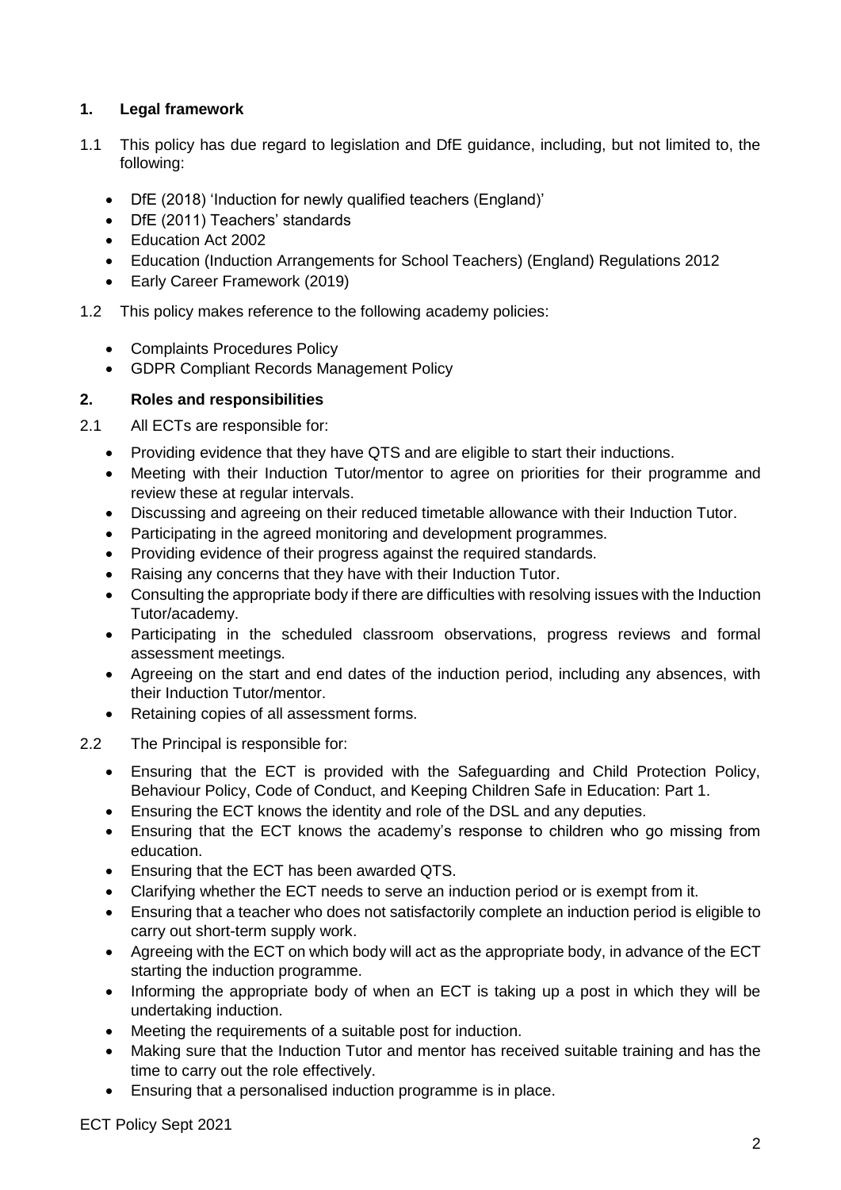## 1. Legal framework

1.1 This policy has due regard to legislation and DfE guidance, including, but not limited to, the following:

- DfE (2018) 'Induction for newly qualified teachers (England)'
- DfE (2011) Teachers' standards
- Education Act 2002
- Education (Induction Arrangements for School Teachers) (England) Regulations 2012
- Early Career Framework (2019)

1.2 This policy makes reference to the following academy policies:

- Complaints Procedures Policy
- GDPR Compliant Records Management Policy

## 2. Roles and responsibilities

2.1 All ECTs are responsible for:

- Providing evidence that they have QTS and are eligible to start their inductions.
- Meeting with their Induction Tutor/mentor to agree on priorities for their programme and review these at regular intervals.
- Discussing and agreeing on their reduced timetable allowance with their Induction Tutor.
- Participating in the agreed monitoring and development programmes.
- Providing evidence of their progress against the required standards.
- Raising any concerns that they have with their Induction Tutor.
- Consulting the appropriate body if there are difficulties with resolving issues with the Induction Tutor/academy.
- Participating in the scheduled classroom observations, progress reviews and formal assessment meetings.
- Agreeing on the start and end dates of the induction period, including any absences, with their Induction Tutor/mentor.
- Retaining copies of all assessment forms.

2.2 The Principal is responsible for:

- Ensuring that the ECT is provided with the Safeguarding and Child Protection Policy, Behaviour Policy, Code of Conduct, and Keeping Children Safe in Education: Part 1.
- Ensuring the ECT knows the identity and role of the DSL and any deputies.
- Ensuring that the ECT knows the academy's response to children who go missing from education.
- Ensuring that the ECT has been awarded QTS.
- Clarifying whether the ECT needs to serve an induction period or is exempt from it.
- Ensuring that a teacher who does not satisfactorily complete an induction period is eligible to carry out short-term supply work.
- Agreeing with the ECT on which body will act as the appropriate body, in advance of the ECT starting the induction programme.
- Informing the appropriate body of when an ECT is taking up a post in which they will be undertaking induction.
- Meeting the requirements of a suitable post for induction.
- Making sure that the Induction Tutor and mentor has received suitable training and has the time to carry out the role effectively.
- Ensuring that a personalised induction programme is in place.

ECT Policy Sept 2021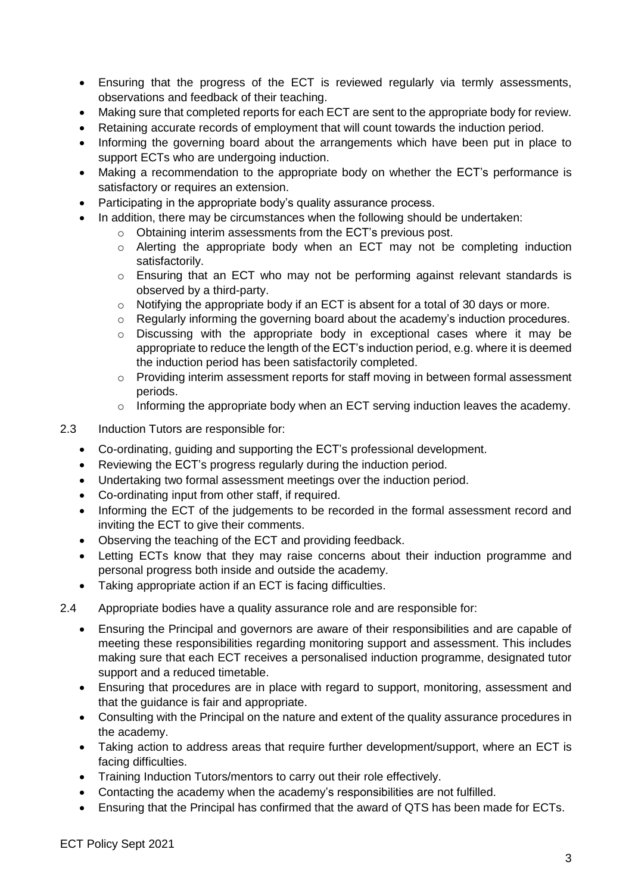- Ensuring that the progress of the ECT is reviewed regularly via termly assessments, observations and feedback of their teaching.
- Making sure that completed reports for each ECT are sent to the appropriate body for review.
- Retaining accurate records of employment that will count towards the induction period.
- Informing the governing board about the arrangements which have been put in place to support ECTs who are undergoing induction.
- Making a recommendation to the appropriate body on whether the ECT's performance is satisfactory or requires an extension.
- Participating in the appropriate body's quality assurance process.
- In addition, there may be circumstances when the following should be undertaken:
  - Obtaining interim assessments from the ECT's previous post.
  - Alerting the appropriate body when an ECT may not be completing induction satisfactorily.
  - Ensuring that an ECT who may not be performing against relevant standards is observed by a third-party.
  - Notifying the appropriate body if an ECT is absent for a total of 30 days or more.
  - Regularly informing the governing board about the academy's induction procedures.
  - Discussing with the appropriate body in exceptional cases where it may be appropriate to reduce the length of the ECT's induction period, e.g. where it is deemed the induction period has been satisfactorily completed.
  - Providing interim assessment reports for staff moving in between formal assessment periods.
  - Informing the appropriate body when an ECT serving induction leaves the academy.

2.3 Induction Tutors are responsible for:

- Co-ordinating, guiding and supporting the ECT's professional development.
- Reviewing the ECT's progress regularly during the induction period.
- Undertaking two formal assessment meetings over the induction period.
- Co-ordinating input from other staff, if required.
- Informing the ECT of the judgements to be recorded in the formal assessment record and inviting the ECT to give their comments.
- Observing the teaching of the ECT and providing feedback.
- Letting ECTs know that they may raise concerns about their induction programme and personal progress both inside and outside the academy.
- Taking appropriate action if an ECT is facing difficulties.

2.4 Appropriate bodies have a quality assurance role and are responsible for:

- Ensuring the Principal and governors are aware of their responsibilities and are capable of meeting these responsibilities regarding monitoring support and assessment. This includes making sure that each ECT receives a personalised induction programme, designated tutor support and a reduced timetable.
- Ensuring that procedures are in place with regard to support, monitoring, assessment and that the guidance is fair and appropriate.
- Consulting with the Principal on the nature and extent of the quality assurance procedures in the academy.
- Taking action to address areas that require further development/support, where an ECT is facing difficulties.
- Training Induction Tutors/mentors to carry out their role effectively.
- Contacting the academy when the academy's responsibilities are not fulfilled.
- Ensuring that the Principal has confirmed that the award of QTS has been made for ECTs.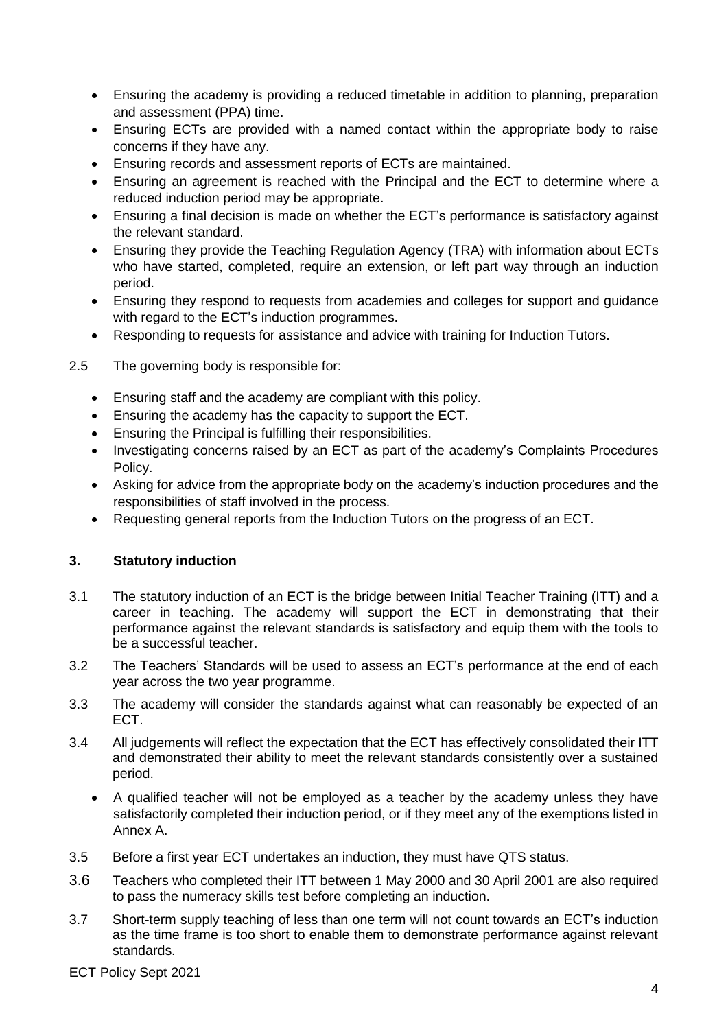- Ensuring the academy is providing a reduced timetable in addition to planning, preparation and assessment (PPA) time.
- Ensuring ECTs are provided with a named contact within the appropriate body to raise concerns if they have any.
- Ensuring records and assessment reports of ECTs are maintained.
- Ensuring an agreement is reached with the Principal and the ECT to determine where a reduced induction period may be appropriate.
- Ensuring a final decision is made on whether the ECT's performance is satisfactory against the relevant standard.
- Ensuring they provide the Teaching Regulation Agency (TRA) with information about ECTs who have started, completed, require an extension, or left part way through an induction period.
- Ensuring they respond to requests from academies and colleges for support and guidance with regard to the ECT's induction programmes.
- Responding to requests for assistance and advice with training for Induction Tutors.

2.5 The governing body is responsible for:

- Ensuring staff and the academy are compliant with this policy.
- Ensuring the academy has the capacity to support the ECT.
- Ensuring the Principal is fulfilling their responsibilities.
- Investigating concerns raised by an ECT as part of the academy's Complaints Procedures Policy.
- Asking for advice from the appropriate body on the academy's induction procedures and the responsibilities of staff involved in the process.
- Requesting general reports from the Induction Tutors on the progress of an ECT.

## 3. Statutory induction

3.1 The statutory induction of an ECT is the bridge between Initial Teacher Training (ITT) and a career in teaching. The academy will support the ECT in demonstrating that their performance against the relevant standards is satisfactory and equip them with the tools to be a successful teacher.

3.2 The Teachers' Standards will be used to assess an ECT's performance at the end of each year across the two year programme.

3.3 The academy will consider the standards against what can reasonably be expected of an ECT.

3.4 All judgements will reflect the expectation that the ECT has effectively consolidated their ITT and demonstrated their ability to meet the relevant standards consistently over a sustained period.

- A qualified teacher will not be employed as a teacher by the academy unless they have satisfactorily completed their induction period, or if they meet any of the exemptions listed in Annex A.

3.5 Before a first year ECT undertakes an induction, they must have QTS status.

3.6 Teachers who completed their ITT between 1 May 2000 and 30 April 2001 are also required to pass the numeracy skills test before completing an induction.

3.7 Short-term supply teaching of less than one term will not count towards an ECT's induction as the time frame is too short to enable them to demonstrate performance against relevant standards.

ECT Policy Sept 2021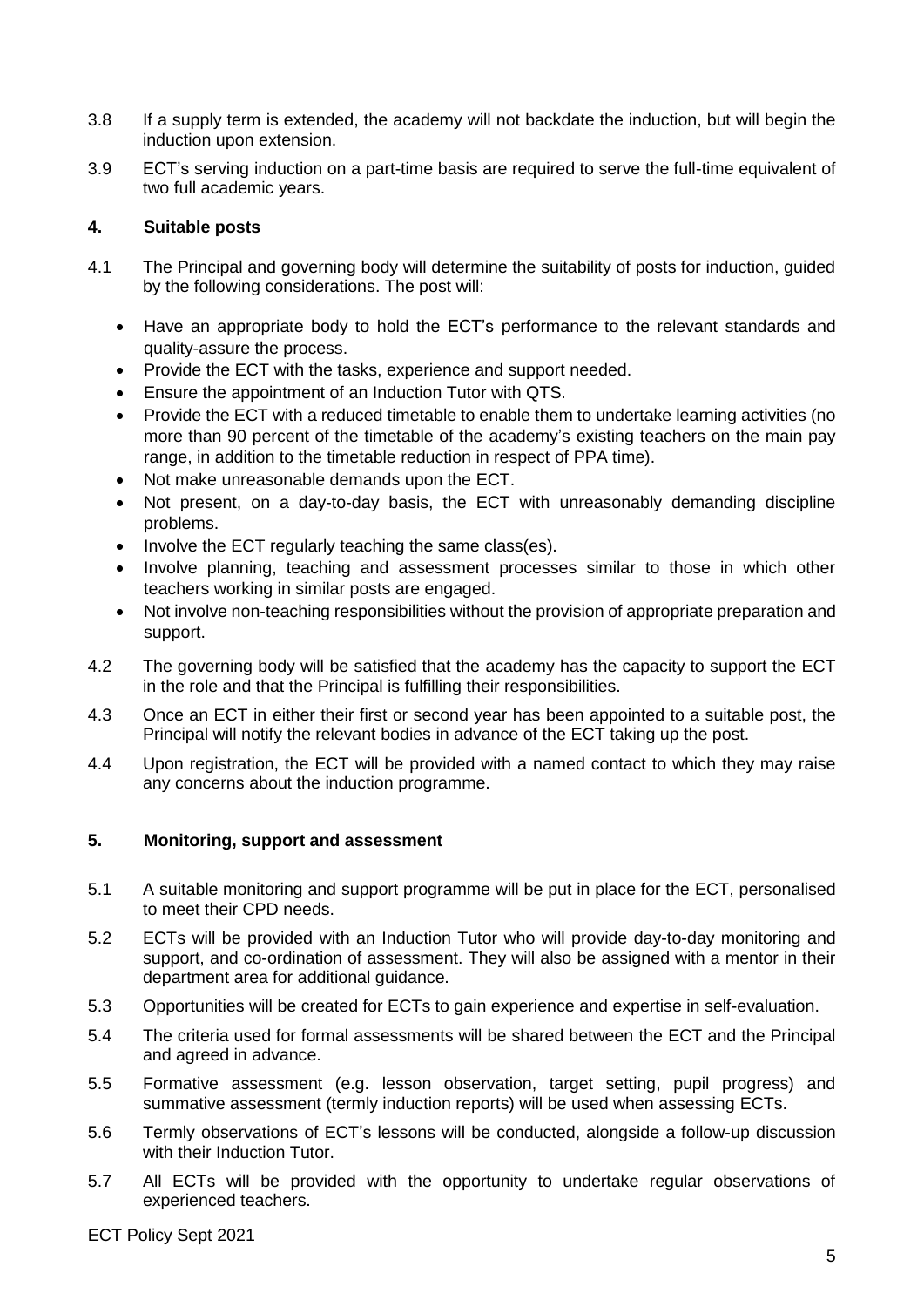3.8 If a supply term is extended, the academy will not backdate the induction, but will begin the induction upon extension.

3.9 ECT's serving induction on a part-time basis are required to serve the full-time equivalent of two full academic years.

## 4. Suitable posts

4.1 The Principal and governing body will determine the suitability of posts for induction, guided by the following considerations. The post will:

- Have an appropriate body to hold the ECT's performance to the relevant standards and quality-assure the process.
- Provide the ECT with the tasks, experience and support needed.
- Ensure the appointment of an Induction Tutor with QTS.
- Provide the ECT with a reduced timetable to enable them to undertake learning activities (no more than 90 percent of the timetable of the academy's existing teachers on the main pay range, in addition to the timetable reduction in respect of PPA time).
- Not make unreasonable demands upon the ECT.
- Not present, on a day-to-day basis, the ECT with unreasonably demanding discipline problems.
- Involve the ECT regularly teaching the same class(es).
- Involve planning, teaching and assessment processes similar to those in which other teachers working in similar posts are engaged.
- Not involve non-teaching responsibilities without the provision of appropriate preparation and support.

4.2 The governing body will be satisfied that the academy has the capacity to support the ECT in the role and that the Principal is fulfilling their responsibilities.

4.3 Once an ECT in either their first or second year has been appointed to a suitable post, the Principal will notify the relevant bodies in advance of the ECT taking up the post.

4.4 Upon registration, the ECT will be provided with a named contact to which they may raise any concerns about the induction programme.

## 5. Monitoring, support and assessment

5.1 A suitable monitoring and support programme will be put in place for the ECT, personalised to meet their CPD needs.

5.2 ECTs will be provided with an Induction Tutor who will provide day-to-day monitoring and support, and co-ordination of assessment. They will also be assigned with a mentor in their department area for additional guidance.

5.3 Opportunities will be created for ECTs to gain experience and expertise in self-evaluation.

5.4 The criteria used for formal assessments will be shared between the ECT and the Principal and agreed in advance.

5.5 Formative assessment (e.g. lesson observation, target setting, pupil progress) and summative assessment (termly induction reports) will be used when assessing ECTs.

5.6 Termly observations of ECT's lessons will be conducted, alongside a follow-up discussion with their Induction Tutor.

5.7 All ECTs will be provided with the opportunity to undertake regular observations of experienced teachers.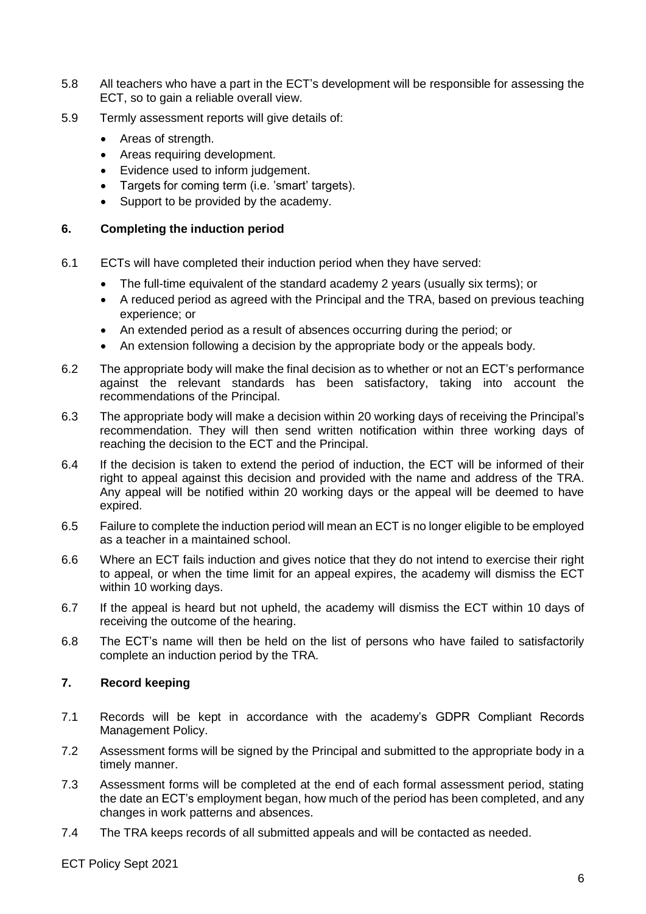5.8 All teachers who have a part in the ECT's development will be responsible for assessing the ECT, so to gain a reliable overall view.

5.9 Termly assessment reports will give details of:

- Areas of strength.
- Areas requiring development.
- Evidence used to inform judgement.
- Targets for coming term (i.e. 'smart' targets).
- Support to be provided by the academy.

## 6. Completing the induction period

6.1 ECTs will have completed their induction period when they have served:

- The full-time equivalent of the standard academy 2 years (usually six terms); or
- A reduced period as agreed with the Principal and the TRA, based on previous teaching experience; or
- An extended period as a result of absences occurring during the period; or
- An extension following a decision by the appropriate body or the appeals body.

6.2 The appropriate body will make the final decision as to whether or not an ECT's performance against the relevant standards has been satisfactory, taking into account the recommendations of the Principal.

6.3 The appropriate body will make a decision within 20 working days of receiving the Principal's recommendation. They will then send written notification within three working days of reaching the decision to the ECT and the Principal.

6.4 If the decision is taken to extend the period of induction, the ECT will be informed of their right to appeal against this decision and provided with the name and address of the TRA. Any appeal will be notified within 20 working days or the appeal will be deemed to have expired.

6.5 Failure to complete the induction period will mean an ECT is no longer eligible to be employed as a teacher in a maintained school.

6.6 Where an ECT fails induction and gives notice that they do not intend to exercise their right to appeal, or when the time limit for an appeal expires, the academy will dismiss the ECT within 10 working days.

6.7 If the appeal is heard but not upheld, the academy will dismiss the ECT within 10 days of receiving the outcome of the hearing.

6.8 The ECT's name will then be held on the list of persons who have failed to satisfactorily complete an induction period by the TRA.

## 7. Record keeping

7.1 Records will be kept in accordance with the academy's GDPR Compliant Records Management Policy.

7.2 Assessment forms will be signed by the Principal and submitted to the appropriate body in a timely manner.

7.3 Assessment forms will be completed at the end of each formal assessment period, stating the date an ECT's employment began, how much of the period has been completed, and any changes in work patterns and absences.

7.4 The TRA keeps records of all submitted appeals and will be contacted as needed.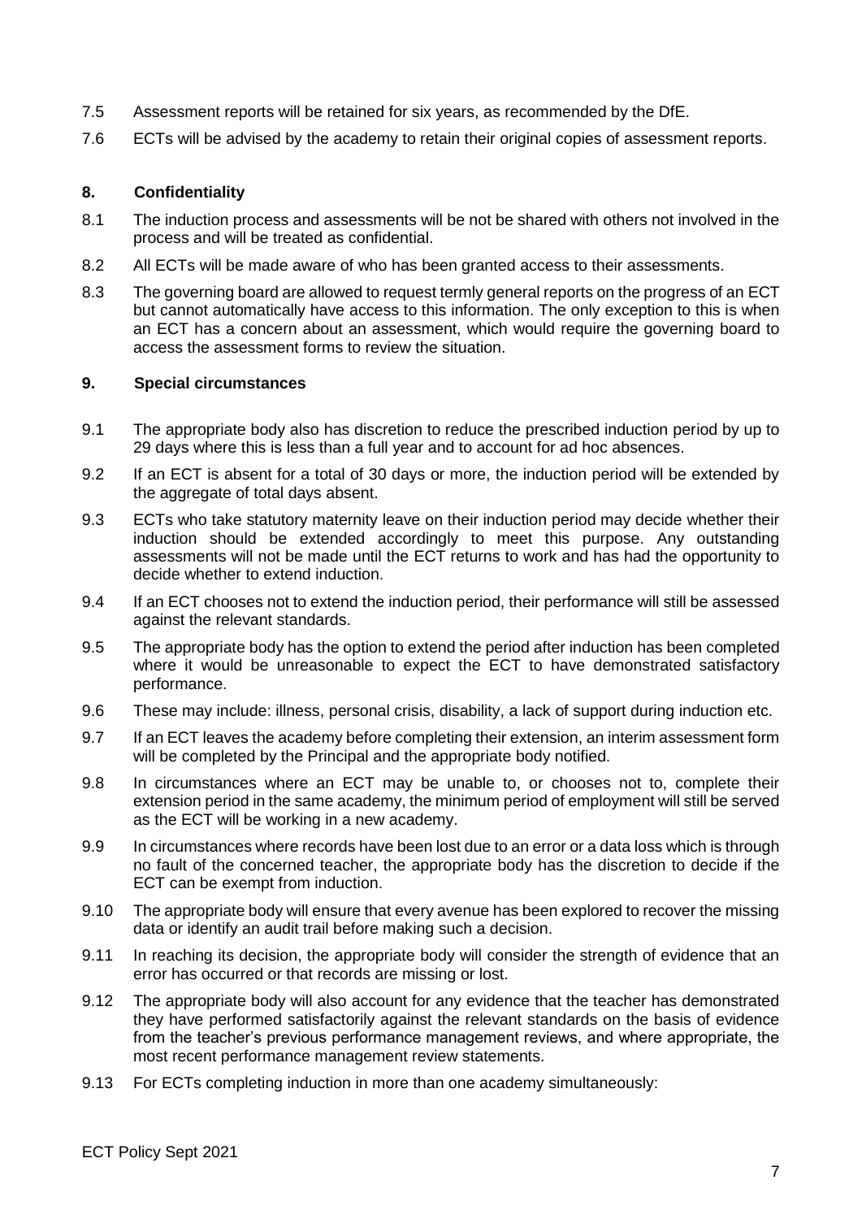7.5 Assessment reports will be retained for six years, as recommended by the DfE.

7.6 ECTs will be advised by the academy to retain their original copies of assessment reports.

## 8. Confidentiality

8.1 The induction process and assessments will be not be shared with others not involved in the process and will be treated as confidential.

8.2 All ECTs will be made aware of who has been granted access to their assessments.

8.3 The governing board are allowed to request termly general reports on the progress of an ECT but cannot automatically have access to this information. The only exception to this is when an ECT has a concern about an assessment, which would require the governing board to access the assessment forms to review the situation.

## 9. Special circumstances

9.1 The appropriate body also has discretion to reduce the prescribed induction period by up to 29 days where this is less than a full year and to account for ad hoc absences.

9.2 If an ECT is absent for a total of 30 days or more, the induction period will be extended by the aggregate of total days absent.

9.3 ECTs who take statutory maternity leave on their induction period may decide whether their induction should be extended accordingly to meet this purpose. Any outstanding assessments will not be made until the ECT returns to work and has had the opportunity to decide whether to extend induction.

9.4 If an ECT chooses not to extend the induction period, their performance will still be assessed against the relevant standards.

9.5 The appropriate body has the option to extend the period after induction has been completed where it would be unreasonable to expect the ECT to have demonstrated satisfactory performance.

9.6 These may include: illness, personal crisis, disability, a lack of support during induction etc.

9.7 If an ECT leaves the academy before completing their extension, an interim assessment form will be completed by the Principal and the appropriate body notified.

9.8 In circumstances where an ECT may be unable to, or chooses not to, complete their extension period in the same academy, the minimum period of employment will still be served as the ECT will be working in a new academy.

9.9 In circumstances where records have been lost due to an error or a data loss which is through no fault of the concerned teacher, the appropriate body has the discretion to decide if the ECT can be exempt from induction.

9.10 The appropriate body will ensure that every avenue has been explored to recover the missing data or identify an audit trail before making such a decision.

9.11 In reaching its decision, the appropriate body will consider the strength of evidence that an error has occurred or that records are missing or lost.

9.12 The appropriate body will also account for any evidence that the teacher has demonstrated they have performed satisfactorily against the relevant standards on the basis of evidence from the teacher's previous performance management reviews, and where appropriate, the most recent performance management review statements.

9.13 For ECTs completing induction in more than one academy simultaneously: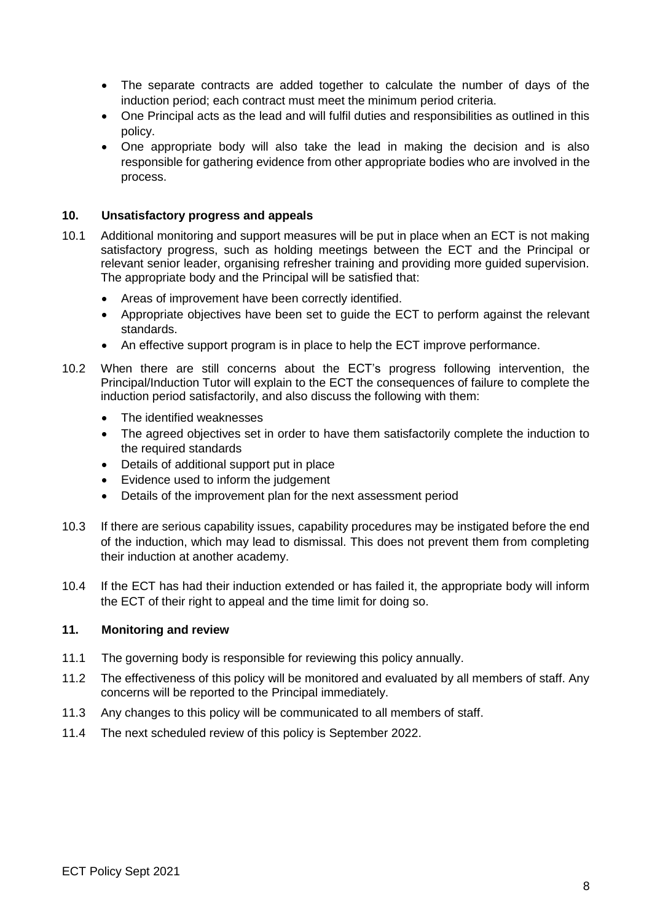- The separate contracts are added together to calculate the number of days of the induction period; each contract must meet the minimum period criteria.
- One Principal acts as the lead and will fulfil duties and responsibilities as outlined in this policy.
- One appropriate body will also take the lead in making the decision and is also responsible for gathering evidence from other appropriate bodies who are involved in the process.

## 10. Unsatisfactory progress and appeals

10.1 Additional monitoring and support measures will be put in place when an ECT is not making satisfactory progress, such as holding meetings between the ECT and the Principal or relevant senior leader, organising refresher training and providing more guided supervision. The appropriate body and the Principal will be satisfied that:

- Areas of improvement have been correctly identified.
- Appropriate objectives have been set to guide the ECT to perform against the relevant standards.
- An effective support program is in place to help the ECT improve performance.

10.2 When there are still concerns about the ECT's progress following intervention, the Principal/Induction Tutor will explain to the ECT the consequences of failure to complete the induction period satisfactorily, and also discuss the following with them:

- The identified weaknesses
- The agreed objectives set in order to have them satisfactorily complete the induction to the required standards
- Details of additional support put in place
- Evidence used to inform the judgement
- Details of the improvement plan for the next assessment period

10.3 If there are serious capability issues, capability procedures may be instigated before the end of the induction, which may lead to dismissal. This does not prevent them from completing their induction at another academy.

10.4 If the ECT has had their induction extended or has failed it, the appropriate body will inform the ECT of their right to appeal and the time limit for doing so.

## 11. Monitoring and review

11.1 The governing body is responsible for reviewing this policy annually.

11.2 The effectiveness of this policy will be monitored and evaluated by all members of staff. Any concerns will be reported to the Principal immediately.

11.3 Any changes to this policy will be communicated to all members of staff.

11.4 The next scheduled review of this policy is September 2022.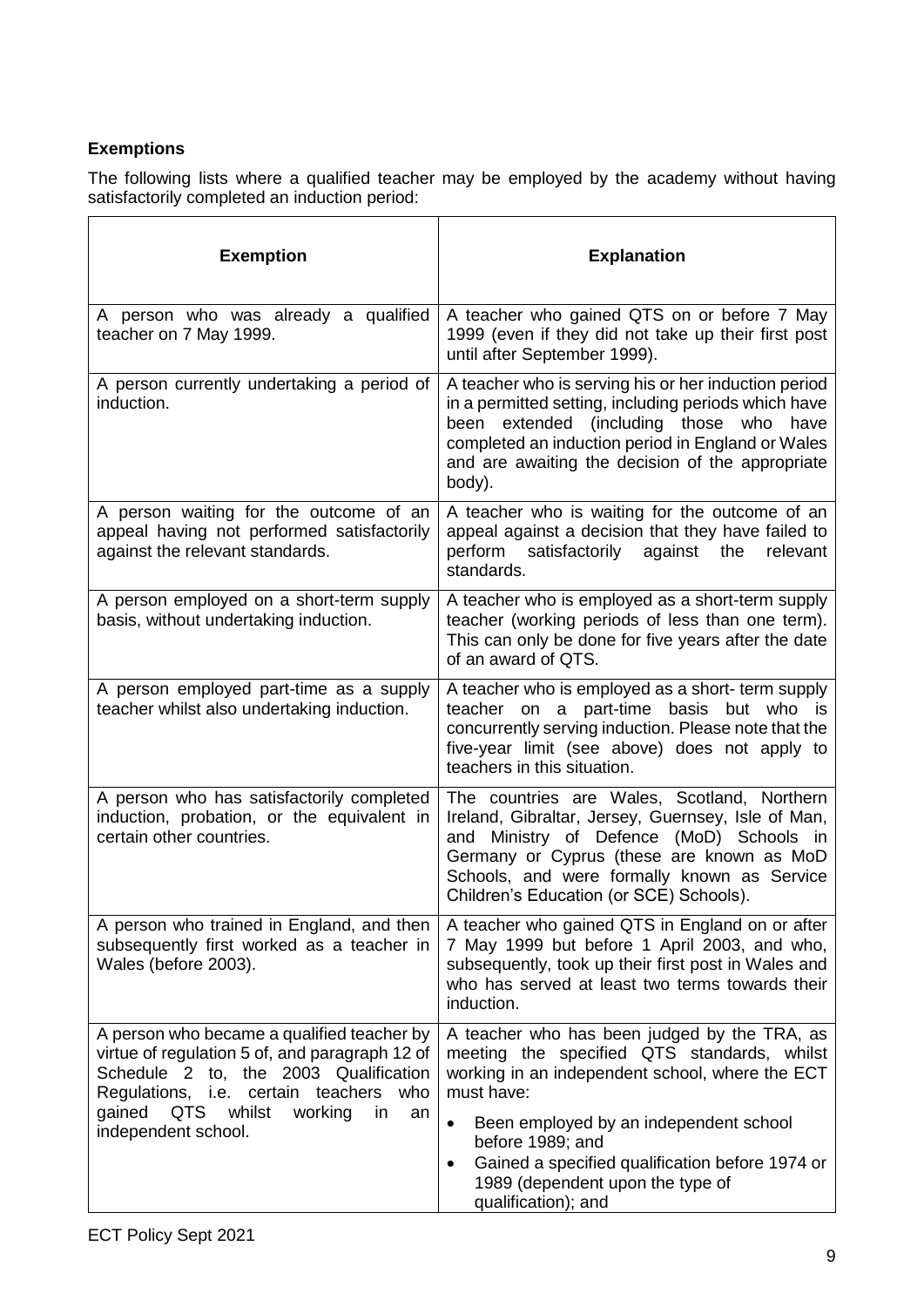**Exemptions**

The following lists where a qualified teacher may be employed by the academy without having satisfactorily completed an induction period:

| Exemption | Explanation |
|---|---|
| A person who was already a qualified teacher on 7 May 1999. | A teacher who gained QTS on or before 7 May 1999 (even if they did not take up their first post until after September 1999). |
| A person currently undertaking a period of induction. | A teacher who is serving his or her induction period in a permitted setting, including periods which have been extended (including those who have completed an induction period in England or Wales and are awaiting the decision of the appropriate body). |
| A person waiting for the outcome of an appeal having not performed satisfactorily against the relevant standards. | A teacher who is waiting for the outcome of an appeal against a decision that they have failed to perform satisfactorily against the relevant standards. |
| A person employed on a short-term supply basis, without undertaking induction. | A teacher who is employed as a short-term supply teacher (working periods of less than one term). This can only be done for five years after the date of an award of QTS. |
| A person employed part-time as a supply teacher whilst also undertaking induction. | A teacher who is employed as a short- term supply teacher on a part-time basis but who is concurrently serving induction. Please note that the five-year limit (see above) does not apply to teachers in this situation. |
| A person who has satisfactorily completed induction, probation, or the equivalent in certain other countries. | The countries are Wales, Scotland, Northern Ireland, Gibraltar, Jersey, Guernsey, Isle of Man, and Ministry of Defence (MoD) Schools in Germany or Cyprus (these are known as MoD Schools, and were formally known as Service Children's Education (or SCE) Schools). |
| A person who trained in England, and then subsequently first worked as a teacher in Wales (before 2003). | A teacher who gained QTS in England on or after 7 May 1999 but before 1 April 2003, and who, subsequently, took up their first post in Wales and who has served at least two terms towards their induction. |
| A person who became a qualified teacher by virtue of regulation 5 of, and paragraph 12 of Schedule 2 to, the 2003 Qualification Regulations, i.e. certain teachers who gained QTS whilst working in an independent school. | A teacher who has been judged by the TRA, as meeting the specified QTS standards, whilst working in an independent school, where the ECT must have:<br>• Been employed by an independent school before 1989; and<br>• Gained a specified qualification before 1974 or 1989 (dependent upon the type of qualification); and |

ECT Policy Sept 2021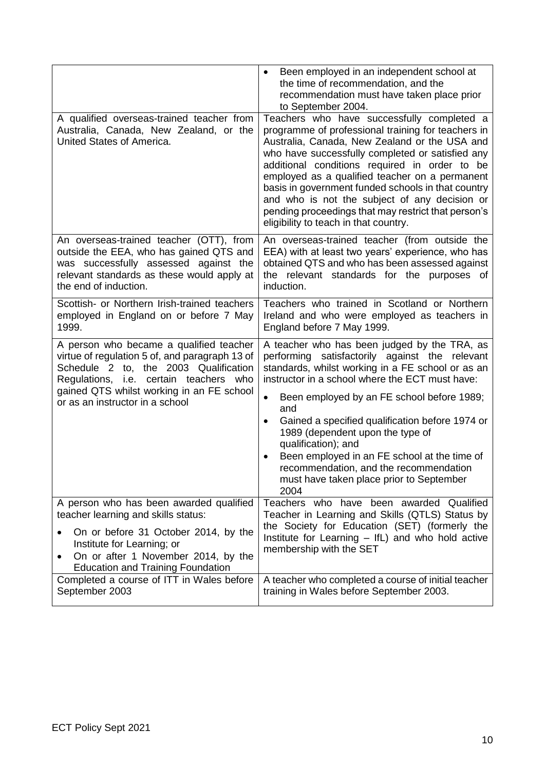| | |
|---|---|
| | • Been employed in an independent school at the time of recommendation, and the recommendation must have taken place prior to September 2004. |
| A qualified overseas-trained teacher from Australia, Canada, New Zealand, or the United States of America. | Teachers who have successfully completed a programme of professional training for teachers in Australia, Canada, New Zealand or the USA and who have successfully completed or satisfied any additional conditions required in order to be employed as a qualified teacher on a permanent basis in government funded schools in that country and who is not the subject of any decision or pending proceedings that may restrict that person's eligibility to teach in that country. |
| An overseas-trained teacher (OTT), from outside the EEA, who has gained QTS and was successfully assessed against the relevant standards as these would apply at the end of induction. | An overseas-trained teacher (from outside the EEA) with at least two years' experience, who has obtained QTS and who has been assessed against the relevant standards for the purposes of induction. |
| Scottish- or Northern Irish-trained teachers employed in England on or before 7 May 1999. | Teachers who trained in Scotland or Northern Ireland and who were employed as teachers in England before 7 May 1999. |
| A person who became a qualified teacher virtue of regulation 5 of, and paragraph 13 of Schedule 2 to, the 2003 Qualification Regulations, i.e. certain teachers who gained QTS whilst working in an FE school or as an instructor in a school | A teacher who has been judged by the TRA, as performing satisfactorily against the relevant standards, whilst working in a FE school or as an instructor in a school where the ECT must have:<br>• Been employed by an FE school before 1989; and<br>• Gained a specified qualification before 1974 or 1989 (dependent upon the type of qualification); and<br>• Been employed in an FE school at the time of recommendation, and the recommendation must have taken place prior to September 2004 |
| A person who has been awarded qualified teacher learning and skills status:<br>• On or before 31 October 2014, by the Institute for Learning; or<br>• On or after 1 November 2014, by the Education and Training Foundation | Teachers who have been awarded Qualified Teacher in Learning and Skills (QTLS) Status by the Society for Education (SET) (formerly the Institute for Learning – IfL) and who hold active membership with the SET |
| Completed a course of ITT in Wales before September 2003 | A teacher who completed a course of initial teacher training in Wales before September 2003. |